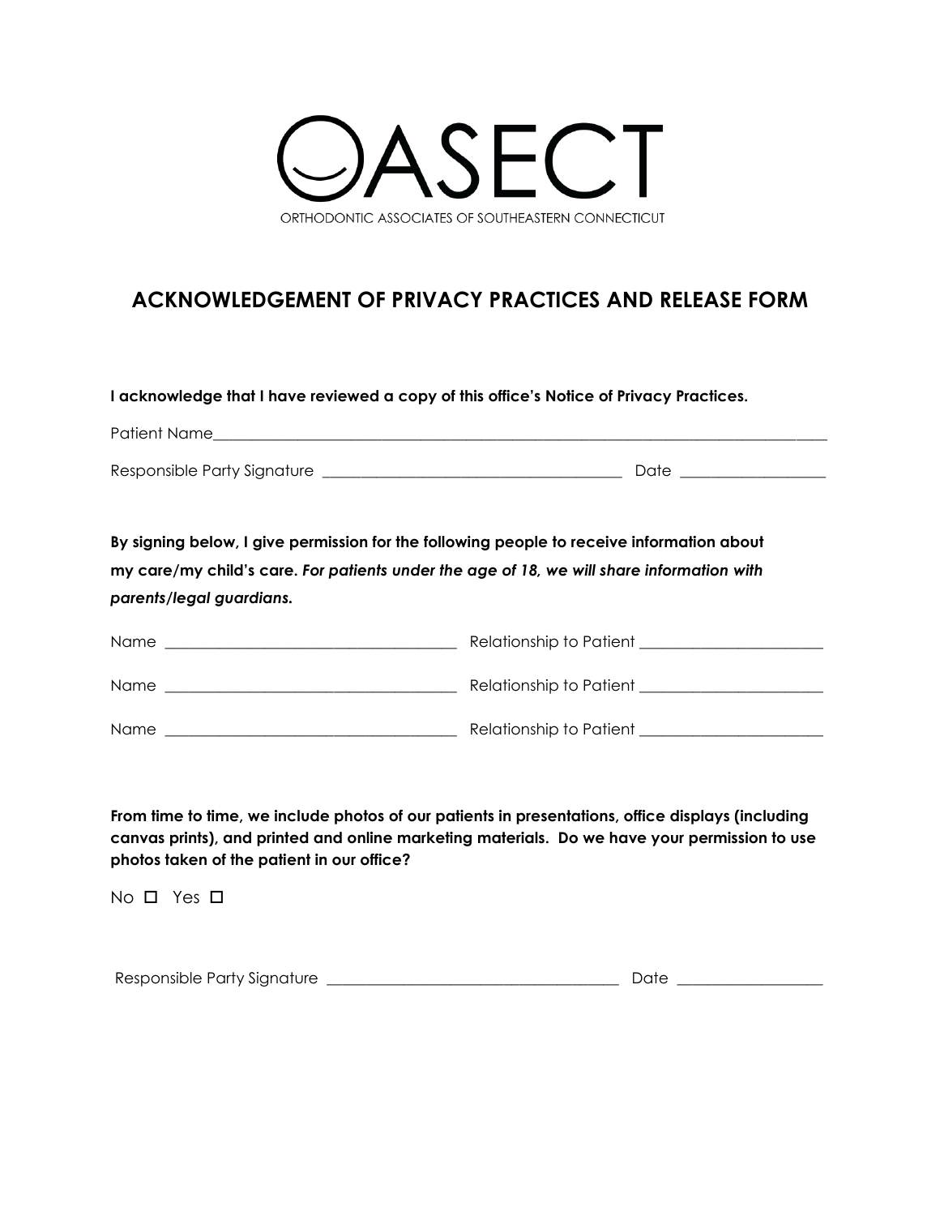# OASECT

ORTHODONTIC ASSOCIATES OF SOUTHEASTERN CONNECTICUT

## ACKNOWLEDGEMENT OF PRIVACY PRACTICES AND RELEASE FORM

**I acknowledge that I have reviewed a copy of this office's Notice of Privacy Practices.**

Patient Name_______________________________________________________________________________

Responsible Party Signature ______________________________________ Date __________________

**By signing below, I give permission for the following people to receive information about my care/my child's care.** ***For patients under the age of 18, we will share information with parents/legal guardians.***

Name ______________________________________ Relationship to Patient _______________________

Name ______________________________________ Relationship to Patient _______________________

Name ______________________________________ Relationship to Patient _______________________

**From time to time, we include photos of our patients in presentations, office displays (including canvas prints), and printed and online marketing materials. Do we have your permission to use photos taken of the patient in our office?**

No ☐ Yes ☐

Responsible Party Signature ______________________________________ Date __________________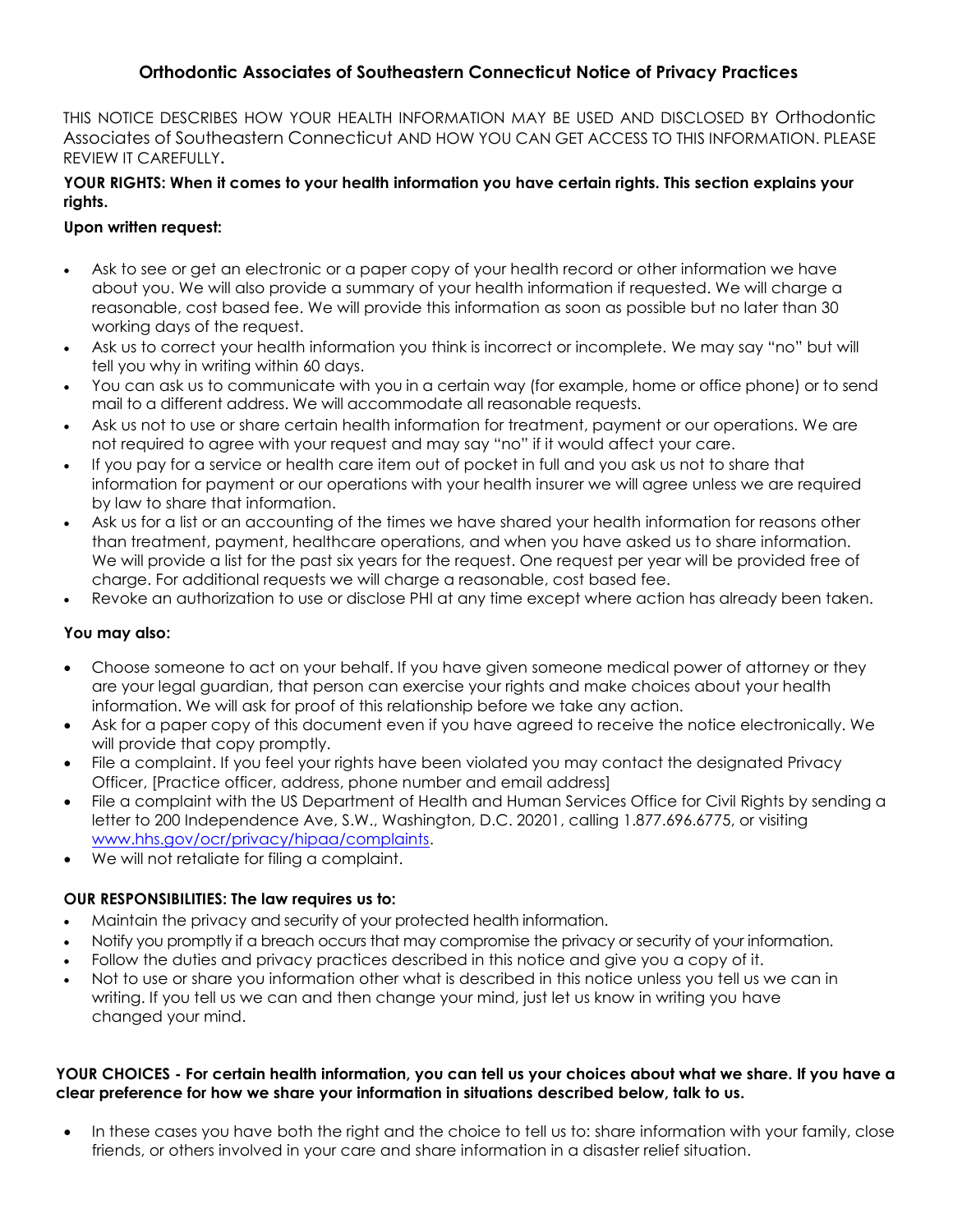# Orthodontic Associates of Southeastern Connecticut Notice of Privacy Practices

THIS NOTICE DESCRIBES HOW YOUR HEALTH INFORMATION MAY BE USED AND DISCLOSED BY Orthodontic Associates of Southeastern Connecticut AND HOW YOU CAN GET ACCESS TO THIS INFORMATION. PLEASE REVIEW IT CAREFULLY**.**

**YOUR RIGHTS: When it comes to your health information you have certain rights. This section explains your rights.**

**Upon written request:**

- Ask to see or get an electronic or a paper copy of your health record or other information we have about you. We will also provide a summary of your health information if requested. We will charge a reasonable, cost based fee. We will provide this information as soon as possible but no later than 30 working days of the request.
- Ask us to correct your health information you think is incorrect or incomplete. We may say "no" but will tell you why in writing within 60 days.
- You can ask us to communicate with you in a certain way (for example, home or office phone) or to send mail to a different address. We will accommodate all reasonable requests.
- Ask us not to use or share certain health information for treatment, payment or our operations. We are not required to agree with your request and may say "no" if it would affect your care.
- If you pay for a service or health care item out of pocket in full and you ask us not to share that information for payment or our operations with your health insurer we will agree unless we are required by law to share that information.
- Ask us for a list or an accounting of the times we have shared your health information for reasons other than treatment, payment, healthcare operations, and when you have asked us to share information. We will provide a list for the past six years for the request. One request per year will be provided free of charge. For additional requests we will charge a reasonable, cost based fee.
- Revoke an authorization to use or disclose PHI at any time except where action has already been taken.

**You may also:**

- Choose someone to act on your behalf. If you have given someone medical power of attorney or they are your legal guardian, that person can exercise your rights and make choices about your health information. We will ask for proof of this relationship before we take any action.
- Ask for a paper copy of this document even if you have agreed to receive the notice electronically. We will provide that copy promptly.
- File a complaint. If you feel your rights have been violated you may contact the designated Privacy Officer, [Practice officer, address, phone number and email address]
- File a complaint with the US Department of Health and Human Services Office for Civil Rights by sending a letter to 200 Independence Ave, S.W., Washington, D.C. 20201, calling 1.877.696.6775, or visiting www.hhs.gov/ocr/privacy/hipaa/complaints.
- We will not retaliate for filing a complaint.

**OUR RESPONSIBILITIES: The law requires us to:**

- Maintain the privacy and security of your protected health information.
- Notify you promptly if a breach occurs that may compromise the privacy or security of your information.
- Follow the duties and privacy practices described in this notice and give you a copy of it.
- Not to use or share you information other what is described in this notice unless you tell us we can in writing. If you tell us we can and then change your mind, just let us know in writing you have changed your mind.

**YOUR CHOICES - For certain health information, you can tell us your choices about what we share. If you have a clear preference for how we share your information in situations described below, talk to us.**

- In these cases you have both the right and the choice to tell us to: share information with your family, close friends, or others involved in your care and share information in a disaster relief situation.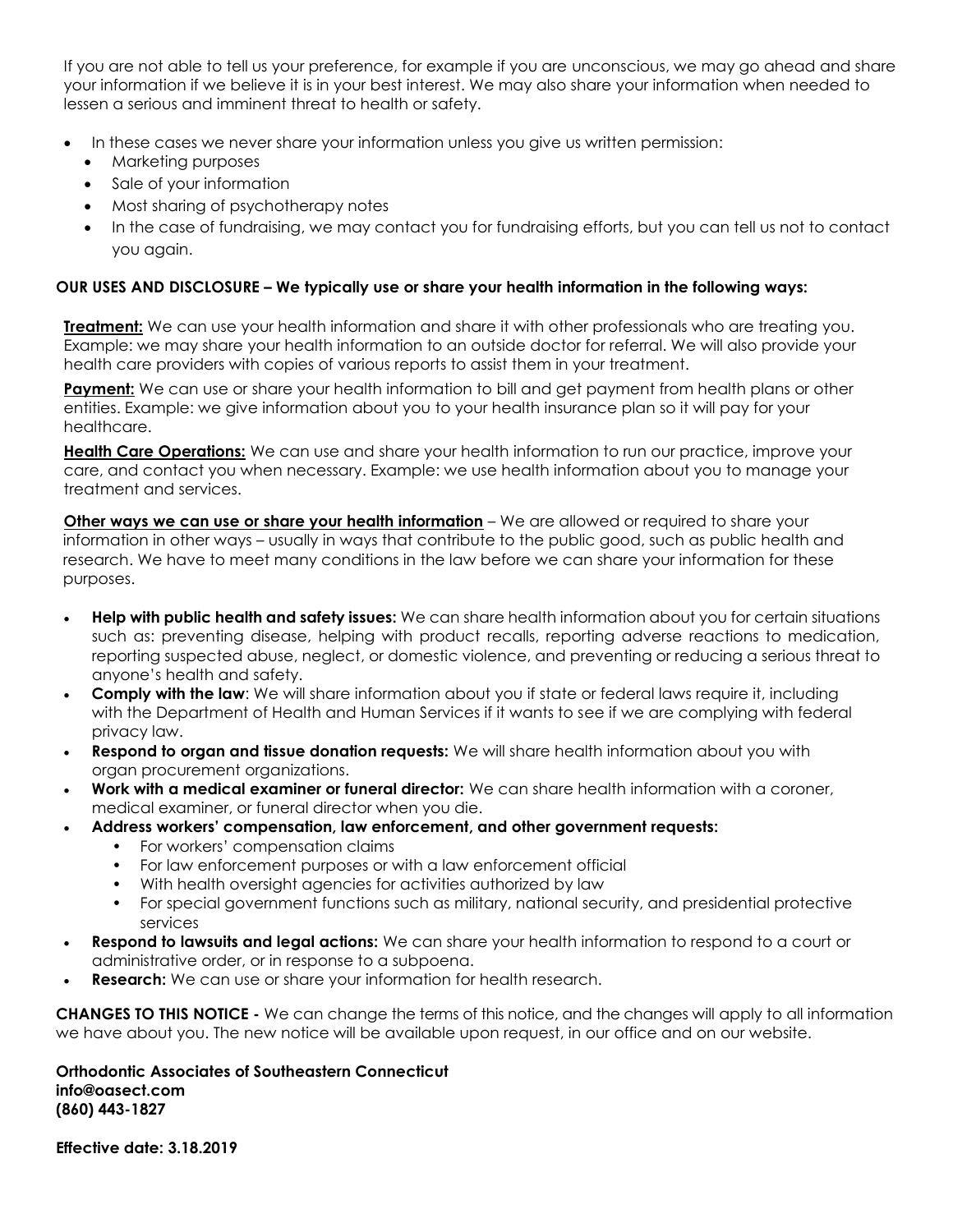If you are not able to tell us your preference, for example if you are unconscious, we may go ahead and share your information if we believe it is in your best interest. We may also share your information when needed to lessen a serious and imminent threat to health or safety.

- In these cases we never share your information unless you give us written permission:
  - Marketing purposes
  - Sale of your information
  - Most sharing of psychotherapy notes
  - In the case of fundraising, we may contact you for fundraising efforts, but you can tell us not to contact you again.

**OUR USES AND DISCLOSURE – We typically use or share your health information in the following ways:**

**Treatment:** We can use your health information and share it with other professionals who are treating you. Example: we may share your health information to an outside doctor for referral. We will also provide your health care providers with copies of various reports to assist them in your treatment.

**Payment:** We can use or share your health information to bill and get payment from health plans or other entities. Example: we give information about you to your health insurance plan so it will pay for your healthcare.

**Health Care Operations:** We can use and share your health information to run our practice, improve your care, and contact you when necessary. Example: we use health information about you to manage your treatment and services.

**Other ways we can use or share your health information** – We are allowed or required to share your information in other ways – usually in ways that contribute to the public good, such as public health and research. We have to meet many conditions in the law before we can share your information for these purposes.

- **Help with public health and safety issues:** We can share health information about you for certain situations such as: preventing disease, helping with product recalls, reporting adverse reactions to medication, reporting suspected abuse, neglect, or domestic violence, and preventing or reducing a serious threat to anyone's health and safety.
- **Comply with the law**: We will share information about you if state or federal laws require it, including with the Department of Health and Human Services if it wants to see if we are complying with federal privacy law.
- **Respond to organ and tissue donation requests:** We will share health information about you with organ procurement organizations.
- **Work with a medical examiner or funeral director:** We can share health information with a coroner, medical examiner, or funeral director when you die.
- **Address workers' compensation, law enforcement, and other government requests:**
  - For workers' compensation claims
  - For law enforcement purposes or with a law enforcement official
  - With health oversight agencies for activities authorized by law
  - For special government functions such as military, national security, and presidential protective services
- **Respond to lawsuits and legal actions:** We can share your health information to respond to a court or administrative order, or in response to a subpoena.
- **Research:** We can use or share your information for health research.

**CHANGES TO THIS NOTICE -** We can change the terms of this notice, and the changes will apply to all information we have about you. The new notice will be available upon request, in our office and on our website.

**Orthodontic Associates of Southeastern Connecticut**
**info@oasect.com**
**(860) 443-1827**

**Effective date: 3.18.2019**